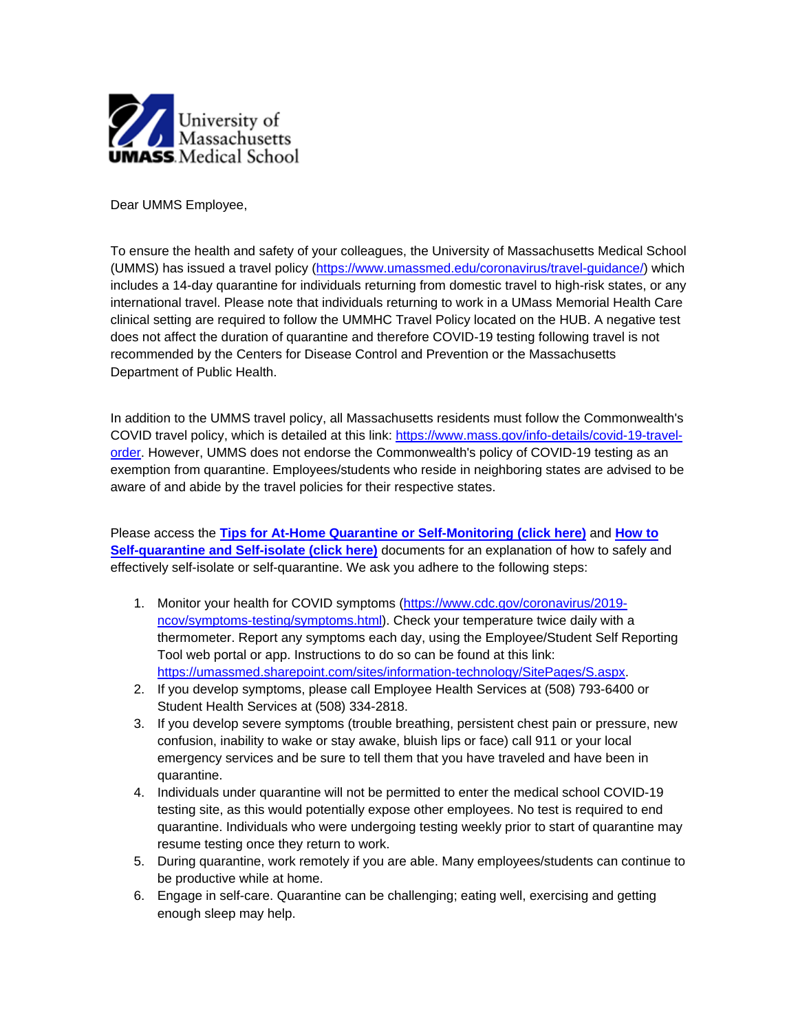University of Massachusetts
UMASS. Medical School

Dear UMMS Employee,

To ensure the health and safety of your colleagues, the University of Massachusetts Medical School (UMMS) has issued a travel policy (https://www.umassmed.edu/coronavirus/travel-guidance/) which includes a 14-day quarantine for individuals returning from domestic travel to high-risk states, or any international travel. Please note that individuals returning to work in a UMass Memorial Health Care clinical setting are required to follow the UMMHC Travel Policy located on the HUB. A negative test does not affect the duration of quarantine and therefore COVID-19 testing following travel is not recommended by the Centers for Disease Control and Prevention or the Massachusetts Department of Public Health.

In addition to the UMMS travel policy, all Massachusetts residents must follow the Commonwealth's COVID travel policy, which is detailed at this link: https://www.mass.gov/info-details/covid-19-travel-order. However, UMMS does not endorse the Commonwealth's policy of COVID-19 testing as an exemption from quarantine. Employees/students who reside in neighboring states are advised to be aware of and abide by the travel policies for their respective states.

Please access the **Tips for At-Home Quarantine or Self-Monitoring (click here)** and **How to Self-quarantine and Self-isolate (click here)** documents for an explanation of how to safely and effectively self-isolate or self-quarantine. We ask you adhere to the following steps:

1. Monitor your health for COVID symptoms (https://www.cdc.gov/coronavirus/2019-ncov/symptoms-testing/symptoms.html). Check your temperature twice daily with a thermometer. Report any symptoms each day, using the Employee/Student Self Reporting Tool web portal or app. Instructions to do so can be found at this link: https://umassmed.sharepoint.com/sites/information-technology/SitePages/S.aspx.
2. If you develop symptoms, please call Employee Health Services at (508) 793-6400 or Student Health Services at (508) 334-2818.
3. If you develop severe symptoms (trouble breathing, persistent chest pain or pressure, new confusion, inability to wake or stay awake, bluish lips or face) call 911 or your local emergency services and be sure to tell them that you have traveled and have been in quarantine.
4. Individuals under quarantine will not be permitted to enter the medical school COVID-19 testing site, as this would potentially expose other employees. No test is required to end quarantine. Individuals who were undergoing testing weekly prior to start of quarantine may resume testing once they return to work.
5. During quarantine, work remotely if you are able. Many employees/students can continue to be productive while at home.
6. Engage in self-care. Quarantine can be challenging; eating well, exercising and getting enough sleep may help.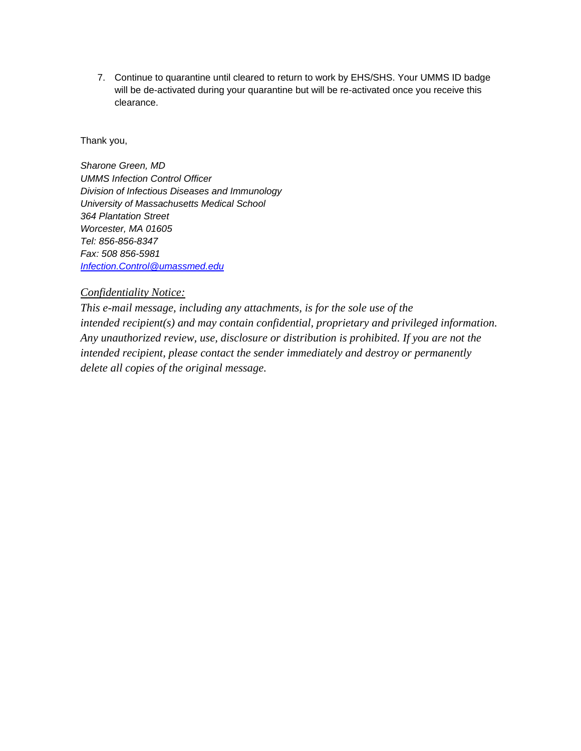7. Continue to quarantine until cleared to return to work by EHS/SHS. Your UMMS ID badge will be de-activated during your quarantine but will be re-activated once you receive this clearance.

Thank you,

*Sharone Green, MD*
*UMMS Infection Control Officer*
*Division of Infectious Diseases and Immunology*
*University of Massachusetts Medical School*
*364 Plantation Street*
*Worcester, MA 01605*
*Tel: 856-856-8347*
*Fax: 508 856-5981*
*Infection.Control@umassmed.edu*

*Confidentiality Notice:*
*This e-mail message, including any attachments, is for the sole use of the intended recipient(s) and may contain confidential, proprietary and privileged information. Any unauthorized review, use, disclosure or distribution is prohibited. If you are not the intended recipient, please contact the sender immediately and destroy or permanently delete all copies of the original message.*